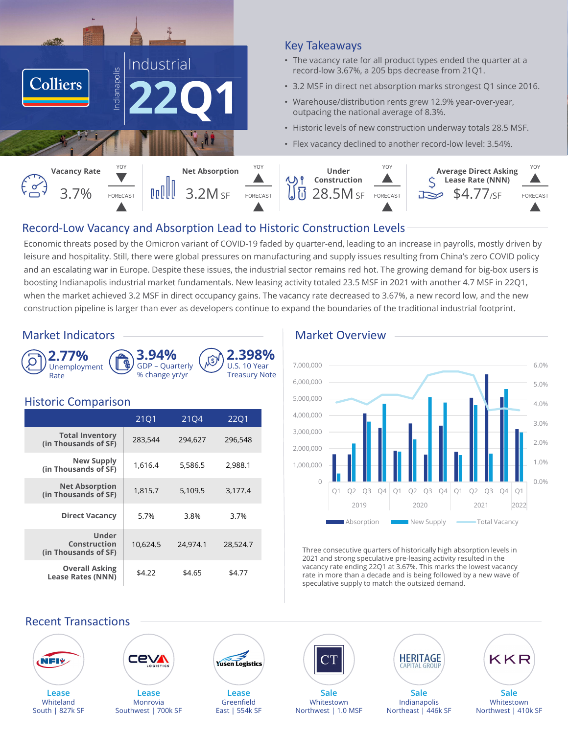# Colliers

Indianapolis

## Industrial 22Q1

### Key Takeaways

- The vacancy rate for all product types ended the quarter at a record-low 3.67%, a 205 bps decrease from 21Q1.
- 3.2 MSF in direct net absorption marks strongest Q1 since 2016.
- Warehouse/distribution rents grew 12.9% year-over-year, outpacing the national average of 8.3%.
- Historic levels of new construction underway totals 28.5 MSF.
- Flex vacancy declined to another record-low level: 3.54%.

| Metric | Value | YOY | Forecast |
|---|---|---|---|
| Vacancy Rate | 3.7% | ▼ | ▲ |
| Net Absorption | 3.2M SF | ▲ | ▲ |
| Under Construction | 28.5M SF | ▲ | ▲ |
| Average Direct Asking Lease Rate (NNN) | $4.77/SF | ▲ | ▲ |

## Record-Low Vacancy and Absorption Lead to Historic Construction Levels

Economic threats posed by the Omicron variant of COVID-19 faded by quarter-end, leading to an increase in payrolls, mostly driven by leisure and hospitality. Still, there were global pressures on manufacturing and supply issues resulting from China's zero COVID policy and an escalating war in Europe. Despite these issues, the industrial sector remains red hot. The growing demand for big-box users is boosting Indianapolis industrial market fundamentals. New leasing activity totaled 23.5 MSF in 2021 with another 4.7 MSF in 22Q1, when the market achieved 3.2 MSF in direct occupancy gains. The vacancy rate decreased to 3.67%, a new record low, and the new construction pipeline is larger than ever as developers continue to expand the boundaries of the traditional industrial footprint.

## Market Indicators

- **2.77%** Unemployment Rate
- **3.94%** GDP – Quarterly % change yr/yr
- **2.398%** U.S. 10 Year Treasury Note

## Historic Comparison

| | 21Q1 | 21Q4 | 22Q1 |
|---|---|---|---|
| Total Inventory (in Thousands of SF) | 283,544 | 294,627 | 296,548 |
| New Supply (in Thousands of SF) | 1,616.4 | 5,586.5 | 2,988.1 |
| Net Absorption (in Thousands of SF) | 1,815.7 | 5,109.5 | 3,177.4 |
| Direct Vacancy | 5.7% | 3.8% | 3.7% |
| Under Construction (in Thousands of SF) | 10,624.5 | 24,974.1 | 28,524.7 |
| Overall Asking Lease Rates (NNN) | $4.22 | $4.65 | $4.77 |

## Market Overview

Three consecutive quarters of historically high absorption levels in 2021 and strong speculative pre-leasing activity resulted in the vacancy rate ending 22Q1 at 3.67%. This marks the lowest vacancy rate in more than a decade and is being followed by a new wave of speculative supply to match the outsized demand.

## Recent Transactions

- **NFI** – Lease – Whiteland, South | 827k SF
- **CEVA Logistics** – Lease – Monrovia, Southwest | 700k SF
- **Yusen Logistics** – Lease – Greenfield, East | 554k SF
- **CT** – Sale – Whitestown, Northwest | 1.0 MSF
- **Heritage Capital Group** – Sale – Indianapolis, Northeast | 446k SF
- **KKR** – Sale – Whitestown, Northwest | 410k SF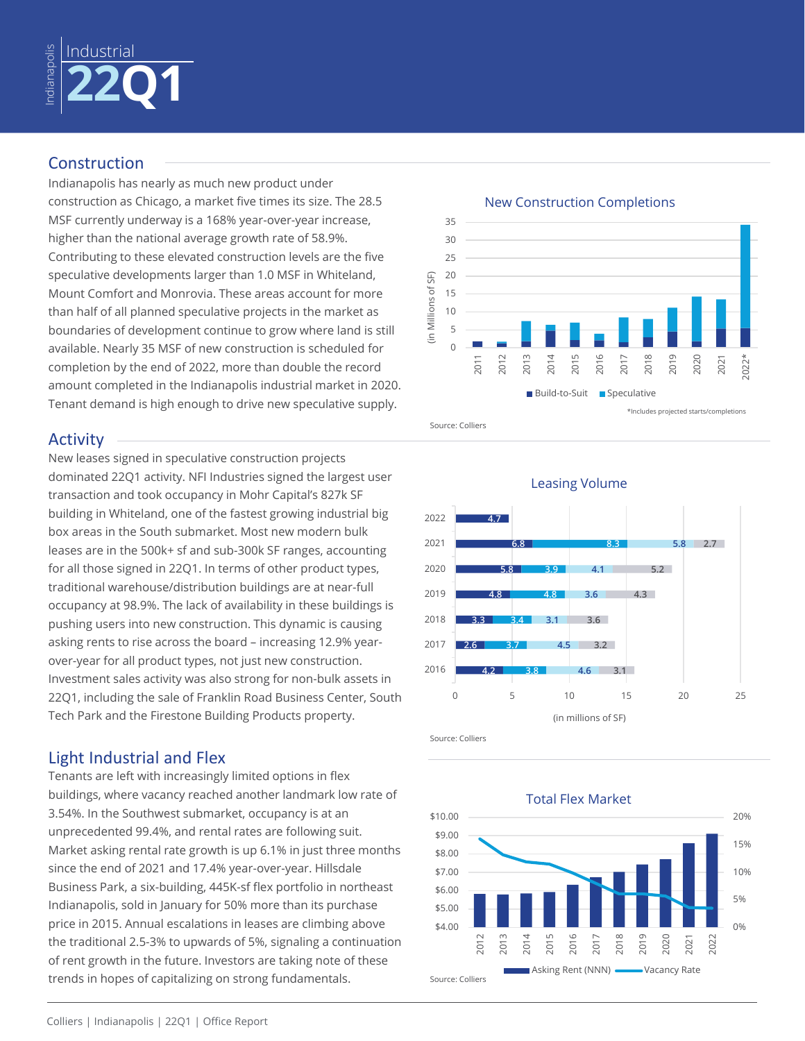Indianapolis

Industrial

# 22Q1

## Construction

Indianapolis has nearly as much new product under construction as Chicago, a market five times its size. The 28.5 MSF currently underway is a 168% year-over-year increase, higher than the national average growth rate of 58.9%. Contributing to these elevated construction levels are the five speculative developments larger than 1.0 MSF in Whiteland, Mount Comfort and Monrovia. These areas account for more than half of all planned speculative projects in the market as boundaries of development continue to grow where land is still available. Nearly 35 MSF of new construction is scheduled for completion by the end of 2022, more than double the record amount completed in the Indianapolis industrial market in 2020. Tenant demand is high enough to drive new speculative supply.

**New Construction Completions**

(in Millions of SF)

Build-to-Suit | Speculative

*Includes projected starts/completions

Source: Colliers

## Activity

New leases signed in speculative construction projects dominated 22Q1 activity. NFI Industries signed the largest user transaction and took occupancy in Mohr Capital's 827k SF building in Whiteland, one of the fastest growing industrial big box areas in the South submarket. Most new modern bulk leases are in the 500k+ sf and sub-300k SF ranges, accounting for all those signed in 22Q1. In terms of other product types, traditional warehouse/distribution buildings are at near-full occupancy at 98.9%. The lack of availability in these buildings is pushing users into new construction. This dynamic is causing asking rents to rise across the board – increasing 12.9% year-over-year for all product types, not just new construction. Investment sales activity was also strong for non-bulk assets in 22Q1, including the sale of Franklin Road Business Center, South Tech Park and the Firestone Building Products property.

**Leasing Volume**

| Year | | | | |
|---|---|---|---|---|
| 2022 | 4.7 | | | |
| 2021 | 6.8 | 8.3 | 5.8 | 2.7 |
| 2020 | 5.8 | 3.9 | 4.1 | 5.2 |
| 2019 | 4.8 | 4.8 | 3.6 | 4.3 |
| 2018 | 3.3 | 3.4 | 3.1 | 3.6 |
| 2017 | 2.6 | 3.7 | 4.5 | 3.2 |
| 2016 | 4.2 | 3.8 | 4.6 | 3.1 |

(in millions of SF)

Source: Colliers

## Light Industrial and Flex

Tenants are left with increasingly limited options in flex buildings, where vacancy reached another landmark low rate of 3.54%. In the Southwest submarket, occupancy is at an unprecedented 99.4%, and rental rates are following suit. Market asking rental rate growth is up 6.1% in just three months since the end of 2021 and 17.4% year-over-year. Hillsdale Business Park, a six-building, 445K-sf flex portfolio in northeast Indianapolis, sold in January for 50% more than its purchase price in 2015. Annual escalations in leases are climbing above the traditional 2.5-3% to upwards of 5%, signaling a continuation of rent growth in the future. Investors are taking note of these trends in hopes of capitalizing on strong fundamentals.

**Total Flex Market**

Asking Rent (NNN) | Vacancy Rate

Source: Colliers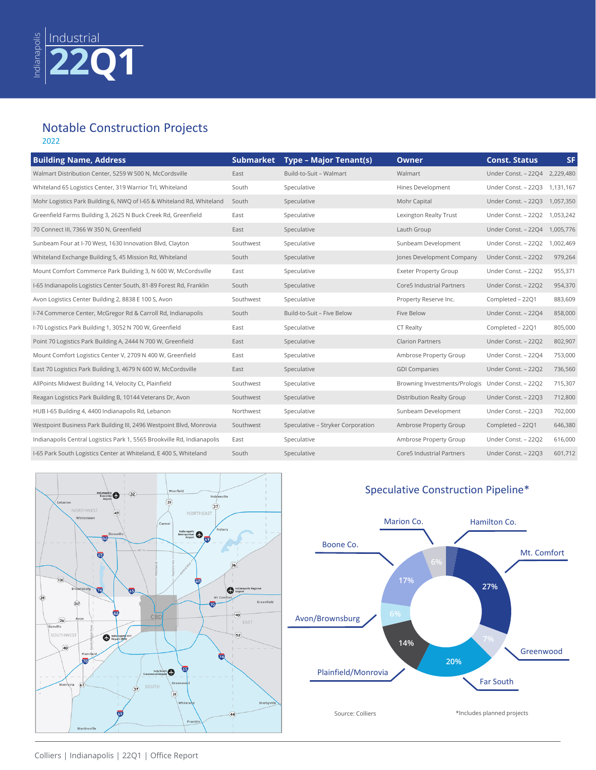Indianapolis | Industrial 22Q1

## Notable Construction Projects

2022

| Building Name, Address | Submarket | Type – Major Tenant(s) | Owner | Const. Status | SF |
|---|---|---|---|---|---|
| Walmart Distribution Center, 5259 W 500 N, McCordsville | East | Build-to-Suit – Walmart | Walmart | Under Const. – 22Q4 | 2,229,480 |
| Whiteland 65 Logistics Center, 319 Warrior Trl, Whiteland | South | Speculative | Hines Development | Under Const. – 22Q3 | 1,131,167 |
| Mohr Logistics Park Building 6, NWQ of I-65 & Whiteland Rd, Whiteland | South | Speculative | Mohr Capital | Under Const. – 22Q3 | 1,057,350 |
| Greenfield Farms Building 3, 2625 N Buck Creek Rd, Greenfield | East | Speculative | Lexington Realty Trust | Under Const. – 22Q2 | 1,053,242 |
| 70 Connect III, 7366 W 350 N, Greenfield | East | Speculative | Lauth Group | Under Const. – 22Q4 | 1,005,776 |
| Sunbeam Four at I-70 West, 1630 Innovation Blvd, Clayton | Southwest | Speculative | Sunbeam Development | Under Const. – 22Q2 | 1,002,469 |
| Whiteland Exchange Building 5, 45 Mission Rd, Whiteland | South | Speculative | Jones Development Company | Under Const. – 22Q2 | 979,264 |
| Mount Comfort Commerce Park Building 3, N 600 W, McCordsville | East | Speculative | Exeter Property Group | Under Const. – 22Q2 | 955,371 |
| I-65 Indianapolis Logistics Center South, 81-89 Forest Rd, Franklin | South | Speculative | Core5 Industrial Partners | Under Const. – 22Q2 | 954,370 |
| Avon Logistics Center Building 2, 8838 E 100 S, Avon | Southwest | Speculative | Property Reserve Inc. | Completed – 22Q1 | 883,609 |
| I-74 Commerce Center, McGregor Rd & Carroll Rd, Indianapolis | South | Build-to-Suit – Five Below | Five Below | Under Const. – 22Q4 | 858,000 |
| I-70 Logistics Park Building 1, 3052 N 700 W, Greenfield | East | Speculative | CT Realty | Completed – 22Q1 | 805,000 |
| Point 70 Logistics Park Building A, 2444 N 700 W, Greenfield | East | Speculative | Clarion Partners | Under Const. – 22Q2 | 802,907 |
| Mount Comfort Logistics Center V, 2709 N 400 W, Greenfield | East | Speculative | Ambrose Property Group | Under Const. – 22Q4 | 753,000 |
| East 70 Logistics Park Building 3, 4679 N 600 W, McCordsville | East | Speculative | GDI Companies | Under Const. – 22Q2 | 736,560 |
| AllPoints Midwest Building 14, Velocity Ct, Plainfield | Southwest | Speculative | Browning Investments/Prologis | Under Const. – 22Q2 | 715,307 |
| Reagan Logistics Park Building B, 10144 Veterans Dr, Avon | Southwest | Speculative | Distribution Realty Group | Under Const. – 22Q3 | 712,800 |
| HUB I-65 Building 4, 4400 Indianapolis Rd, Lebanon | Northwest | Speculative | Sunbeam Development | Under Const. – 22Q3 | 702,000 |
| Westpoint Business Park Building III, 2496 Westpoint Blvd, Monrovia | Southwest | Speculative – Stryker Corporation | Ambrose Property Group | Completed – 22Q1 | 646,380 |
| Indianapolis Central Logistics Park 1, 5565 Brookville Rd, Indianapolis | East | Speculative | Ambrose Property Group | Under Const. – 22Q2 | 616,000 |
| I-65 Park South Logistics Center at Whiteland, E 400 S, Whiteland | South | Speculative | Core5 Industrial Partners | Under Const. – 22Q3 | 601,712 |

## Speculative Construction Pipeline*

| Submarket | Share |
|---|---|
| Mt. Comfort | 27% |
| Greenwood | 7% |
| Far South | 20% |
| Plainfield/Monrovia | 14% |
| Avon/Brownsburg | 6% |
| Boone Co. | 17% |
| Marion Co. | 6% |
| Hamilton Co. | |

Source: Colliers

*Includes planned projects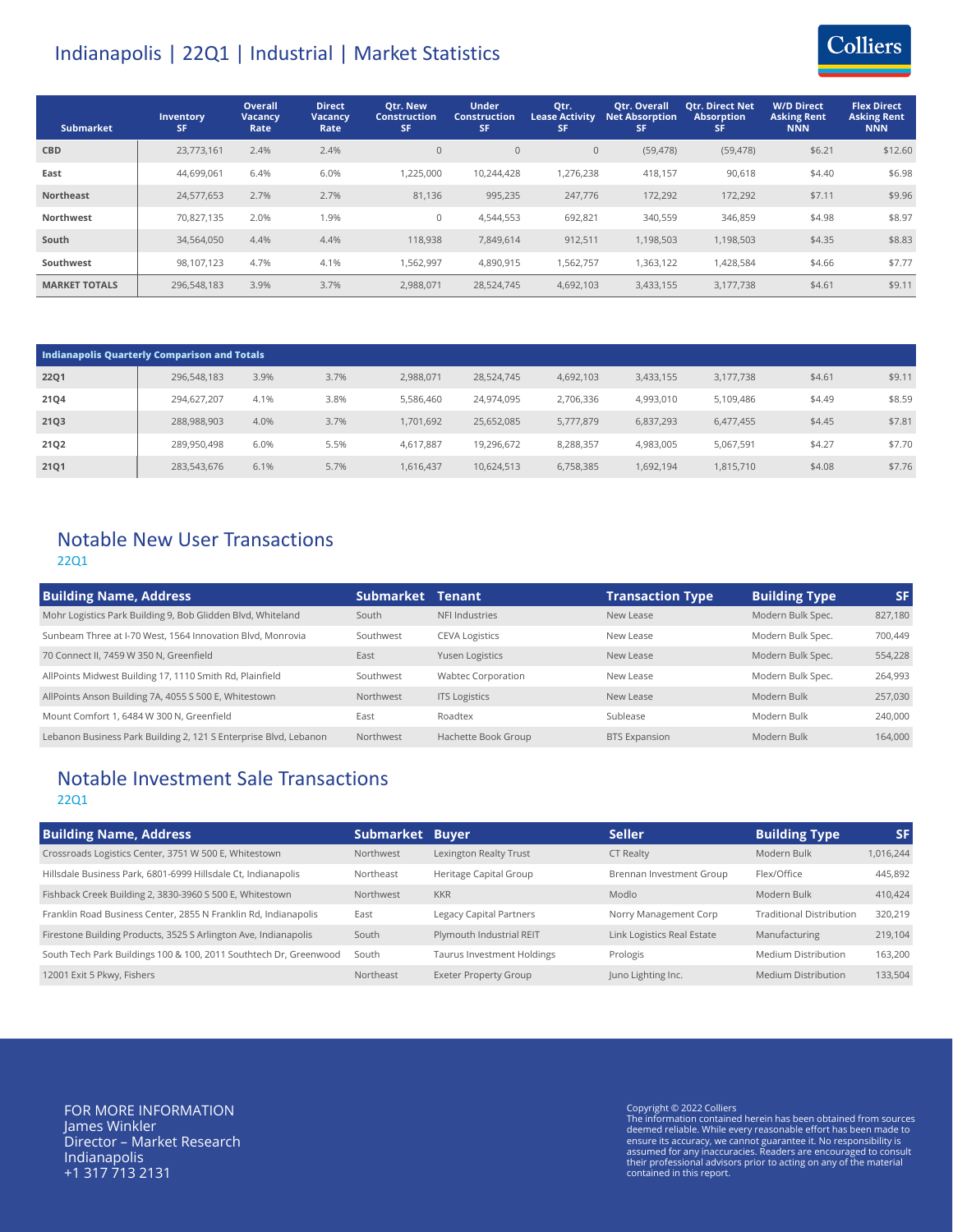# Indianapolis | 22Q1 | Industrial | Market Statistics

| Submarket | Inventory SF | Overall Vacancy Rate | Direct Vacancy Rate | Qtr. New Construction SF | Under Construction SF | Qtr. Lease Activity SF | Qtr. Overall Net Absorption SF | Qtr. Direct Net Absorption SF | W/D Direct Asking Rent NNN | Flex Direct Asking Rent NNN |
|---|---|---|---|---|---|---|---|---|---|---|
| **CBD** | 23,773,161 | 2.4% | 2.4% | 0 | 0 | 0 | (59,478) | (59,478) | $6.21 | $12.60 |
| **East** | 44,699,061 | 6.4% | 6.0% | 1,225,000 | 10,244,428 | 1,276,238 | 418,157 | 90,618 | $4.40 | $6.98 |
| **Northeast** | 24,577,653 | 2.7% | 2.7% | 81,136 | 995,235 | 247,776 | 172,292 | 172,292 | $7.11 | $9.96 |
| **Northwest** | 70,827,135 | 2.0% | 1.9% | 0 | 4,544,553 | 692,821 | 340,559 | 346,859 | $4.98 | $8.97 |
| **South** | 34,564,050 | 4.4% | 4.4% | 118,938 | 7,849,614 | 912,511 | 1,198,503 | 1,198,503 | $4.35 | $8.83 |
| **Southwest** | 98,107,123 | 4.7% | 4.1% | 1,562,997 | 4,890,915 | 1,562,757 | 1,363,122 | 1,428,584 | $4.66 | $7.77 |
| **MARKET TOTALS** | 296,548,183 | 3.9% | 3.7% | 2,988,071 | 28,524,745 | 4,692,103 | 3,433,155 | 3,177,738 | $4.61 | $9.11 |

**Indianapolis Quarterly Comparison and Totals**

| | | | | | | | | | | |
|---|---|---|---|---|---|---|---|---|---|---|
| **22Q1** | 296,548,183 | 3.9% | 3.7% | 2,988,071 | 28,524,745 | 4,692,103 | 3,433,155 | 3,177,738 | $4.61 | $9.11 |
| **21Q4** | 294,627,207 | 4.1% | 3.8% | 5,586,460 | 24,974,095 | 2,706,336 | 4,993,010 | 5,109,486 | $4.49 | $8.59 |
| **21Q3** | 288,988,903 | 4.0% | 3.7% | 1,701,692 | 25,652,085 | 5,777,879 | 6,837,293 | 6,477,455 | $4.45 | $7.81 |
| **21Q2** | 289,950,498 | 6.0% | 5.5% | 4,617,887 | 19,296,672 | 8,288,357 | 4,983,005 | 5,067,591 | $4.27 | $7.70 |
| **21Q1** | 283,543,676 | 6.1% | 5.7% | 1,616,437 | 10,624,513 | 6,758,385 | 1,692,194 | 1,815,710 | $4.08 | $7.76 |

## Notable New User Transactions

22Q1

| Building Name, Address | Submarket | Tenant | Transaction Type | Building Type | SF |
|---|---|---|---|---|---|
| Mohr Logistics Park Building 9, Bob Glidden Blvd, Whiteland | South | NFI Industries | New Lease | Modern Bulk Spec. | 827,180 |
| Sunbeam Three at I-70 West, 1564 Innovation Blvd, Monrovia | Southwest | CEVA Logistics | New Lease | Modern Bulk Spec. | 700,449 |
| 70 Connect II, 7459 W 350 N, Greenfield | East | Yusen Logistics | New Lease | Modern Bulk Spec. | 554,228 |
| AllPoints Midwest Building 17, 1110 Smith Rd, Plainfield | Southwest | Wabtec Corporation | New Lease | Modern Bulk Spec. | 264,993 |
| AllPoints Anson Building 7A, 4055 S 500 E, Whitestown | Northwest | ITS Logistics | New Lease | Modern Bulk | 257,030 |
| Mount Comfort 1, 6484 W 300 N, Greenfield | East | Roadtex | Sublease | Modern Bulk | 240,000 |
| Lebanon Business Park Building 2, 121 S Enterprise Blvd, Lebanon | Northwest | Hachette Book Group | BTS Expansion | Modern Bulk | 164,000 |

## Notable Investment Sale Transactions

22Q1

| Building Name, Address | Submarket | Buyer | Seller | Building Type | SF |
|---|---|---|---|---|---|
| Crossroads Logistics Center, 3751 W 500 E, Whitestown | Northwest | Lexington Realty Trust | CT Realty | Modern Bulk | 1,016,244 |
| Hillsdale Business Park, 6801-6999 Hillsdale Ct, Indianapolis | Northeast | Heritage Capital Group | Brennan Investment Group | Flex/Office | 445,892 |
| Fishback Creek Building 2, 3830-3960 S 500 E, Whitestown | Northwest | KKR | Modlo | Modern Bulk | 410,424 |
| Franklin Road Business Center, 2855 N Franklin Rd, Indianapolis | East | Legacy Capital Partners | Norry Management Corp | Traditional Distribution | 320,219 |
| Firestone Building Products, 3525 S Arlington Ave, Indianapolis | South | Plymouth Industrial REIT | Link Logistics Real Estate | Manufacturing | 219,104 |
| South Tech Park Buildings 100 & 100, 2011 Southtech Dr, Greenwood | South | Taurus Investment Holdings | Prologis | Medium Distribution | 163,200 |
| 12001 Exit 5 Pkwy, Fishers | Northeast | Exeter Property Group | Juno Lighting Inc. | Medium Distribution | 133,504 |

FOR MORE INFORMATION
James Winkler
Director – Market Research
Indianapolis
+1 317 713 2131

Copyright © 2022 Colliers
The information contained herein has been obtained from sources deemed reliable. While every reasonable effort has been made to ensure its accuracy, we cannot guarantee it. No responsibility is assumed for any inaccuracies. Readers are encouraged to consult their professional advisors prior to acting on any of the material contained in this report.